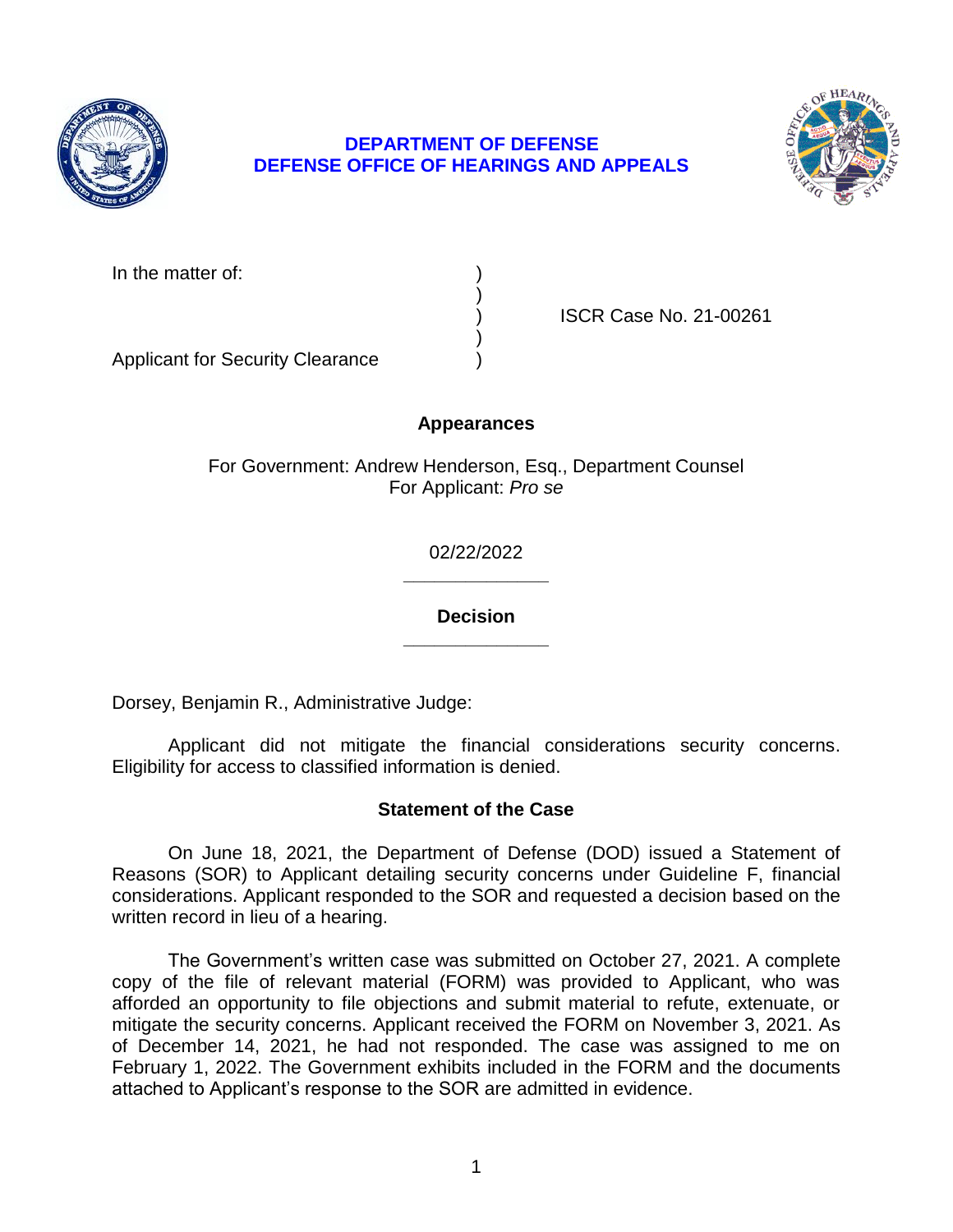**DEPARTMENT OF DEFENSE**
**DEFENSE OFFICE OF HEARINGS AND APPEALS**

In the matter of: )
)
) ISCR Case No. 21-00261
)
Applicant for Security Clearance )

**Appearances**

For Government: Andrew Henderson, Esq., Department Counsel
For Applicant: *Pro se*

02/22/2022

---

**Decision**

---

Dorsey, Benjamin R., Administrative Judge:

Applicant did not mitigate the financial considerations security concerns. Eligibility for access to classified information is denied.

## Statement of the Case

On June 18, 2021, the Department of Defense (DOD) issued a Statement of Reasons (SOR) to Applicant detailing security concerns under Guideline F, financial considerations. Applicant responded to the SOR and requested a decision based on the written record in lieu of a hearing.

The Government's written case was submitted on October 27, 2021. A complete copy of the file of relevant material (FORM) was provided to Applicant, who was afforded an opportunity to file objections and submit material to refute, extenuate, or mitigate the security concerns. Applicant received the FORM on November 3, 2021. As of December 14, 2021, he had not responded. The case was assigned to me on February 1, 2022. The Government exhibits included in the FORM and the documents attached to Applicant's response to the SOR are admitted in evidence.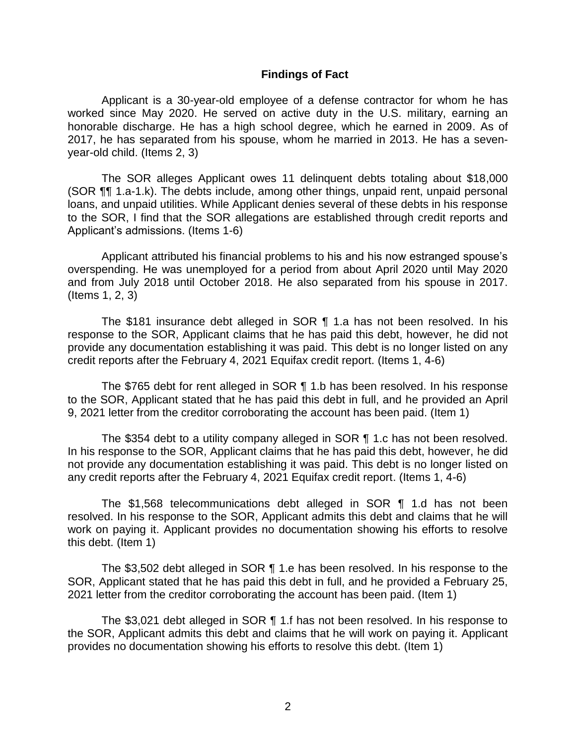## Findings of Fact

Applicant is a 30-year-old employee of a defense contractor for whom he has worked since May 2020. He served on active duty in the U.S. military, earning an honorable discharge. He has a high school degree, which he earned in 2009. As of 2017, he has separated from his spouse, whom he married in 2013. He has a seven-year-old child. (Items 2, 3)

The SOR alleges Applicant owes 11 delinquent debts totaling about $18,000 (SOR ¶¶ 1.a-1.k). The debts include, among other things, unpaid rent, unpaid personal loans, and unpaid utilities. While Applicant denies several of these debts in his response to the SOR, I find that the SOR allegations are established through credit reports and Applicant's admissions. (Items 1-6)

Applicant attributed his financial problems to his and his now estranged spouse's overspending. He was unemployed for a period from about April 2020 until May 2020 and from July 2018 until October 2018. He also separated from his spouse in 2017. (Items 1, 2, 3)

The $181 insurance debt alleged in SOR ¶ 1.a has not been resolved. In his response to the SOR, Applicant claims that he has paid this debt, however, he did not provide any documentation establishing it was paid. This debt is no longer listed on any credit reports after the February 4, 2021 Equifax credit report. (Items 1, 4-6)

The $765 debt for rent alleged in SOR ¶ 1.b has been resolved. In his response to the SOR, Applicant stated that he has paid this debt in full, and he provided an April 9, 2021 letter from the creditor corroborating the account has been paid. (Item 1)

The $354 debt to a utility company alleged in SOR ¶ 1.c has not been resolved. In his response to the SOR, Applicant claims that he has paid this debt, however, he did not provide any documentation establishing it was paid. This debt is no longer listed on any credit reports after the February 4, 2021 Equifax credit report. (Items 1, 4-6)

The $1,568 telecommunications debt alleged in SOR ¶ 1.d has not been resolved. In his response to the SOR, Applicant admits this debt and claims that he will work on paying it. Applicant provides no documentation showing his efforts to resolve this debt. (Item 1)

The $3,502 debt alleged in SOR ¶ 1.e has been resolved. In his response to the SOR, Applicant stated that he has paid this debt in full, and he provided a February 25, 2021 letter from the creditor corroborating the account has been paid. (Item 1)

The $3,021 debt alleged in SOR ¶ 1.f has not been resolved. In his response to the SOR, Applicant admits this debt and claims that he will work on paying it. Applicant provides no documentation showing his efforts to resolve this debt. (Item 1)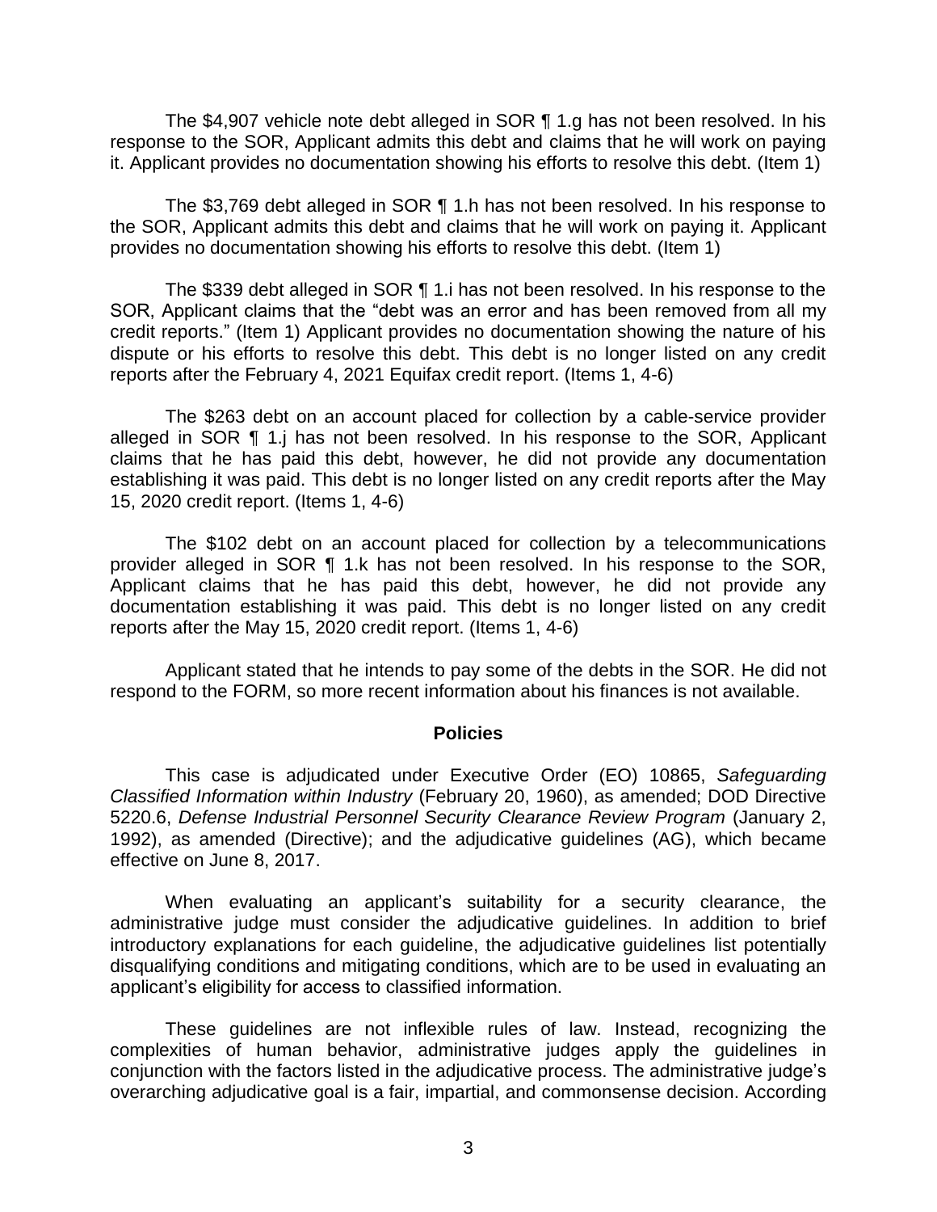The $4,907 vehicle note debt alleged in SOR ¶ 1.g has not been resolved. In his response to the SOR, Applicant admits this debt and claims that he will work on paying it. Applicant provides no documentation showing his efforts to resolve this debt. (Item 1)

The $3,769 debt alleged in SOR ¶ 1.h has not been resolved. In his response to the SOR, Applicant admits this debt and claims that he will work on paying it. Applicant provides no documentation showing his efforts to resolve this debt. (Item 1)

The $339 debt alleged in SOR ¶ 1.i has not been resolved. In his response to the SOR, Applicant claims that the "debt was an error and has been removed from all my credit reports." (Item 1) Applicant provides no documentation showing the nature of his dispute or his efforts to resolve this debt. This debt is no longer listed on any credit reports after the February 4, 2021 Equifax credit report. (Items 1, 4-6)

The $263 debt on an account placed for collection by a cable-service provider alleged in SOR ¶ 1.j has not been resolved. In his response to the SOR, Applicant claims that he has paid this debt, however, he did not provide any documentation establishing it was paid. This debt is no longer listed on any credit reports after the May 15, 2020 credit report. (Items 1, 4-6)

The $102 debt on an account placed for collection by a telecommunications provider alleged in SOR ¶ 1.k has not been resolved. In his response to the SOR, Applicant claims that he has paid this debt, however, he did not provide any documentation establishing it was paid. This debt is no longer listed on any credit reports after the May 15, 2020 credit report. (Items 1, 4-6)

Applicant stated that he intends to pay some of the debts in the SOR. He did not respond to the FORM, so more recent information about his finances is not available.

## Policies

This case is adjudicated under Executive Order (EO) 10865, *Safeguarding Classified Information within Industry* (February 20, 1960), as amended; DOD Directive 5220.6, *Defense Industrial Personnel Security Clearance Review Program* (January 2, 1992), as amended (Directive); and the adjudicative guidelines (AG), which became effective on June 8, 2017.

When evaluating an applicant's suitability for a security clearance, the administrative judge must consider the adjudicative guidelines. In addition to brief introductory explanations for each guideline, the adjudicative guidelines list potentially disqualifying conditions and mitigating conditions, which are to be used in evaluating an applicant's eligibility for access to classified information.

These guidelines are not inflexible rules of law. Instead, recognizing the complexities of human behavior, administrative judges apply the guidelines in conjunction with the factors listed in the adjudicative process. The administrative judge's overarching adjudicative goal is a fair, impartial, and commonsense decision. According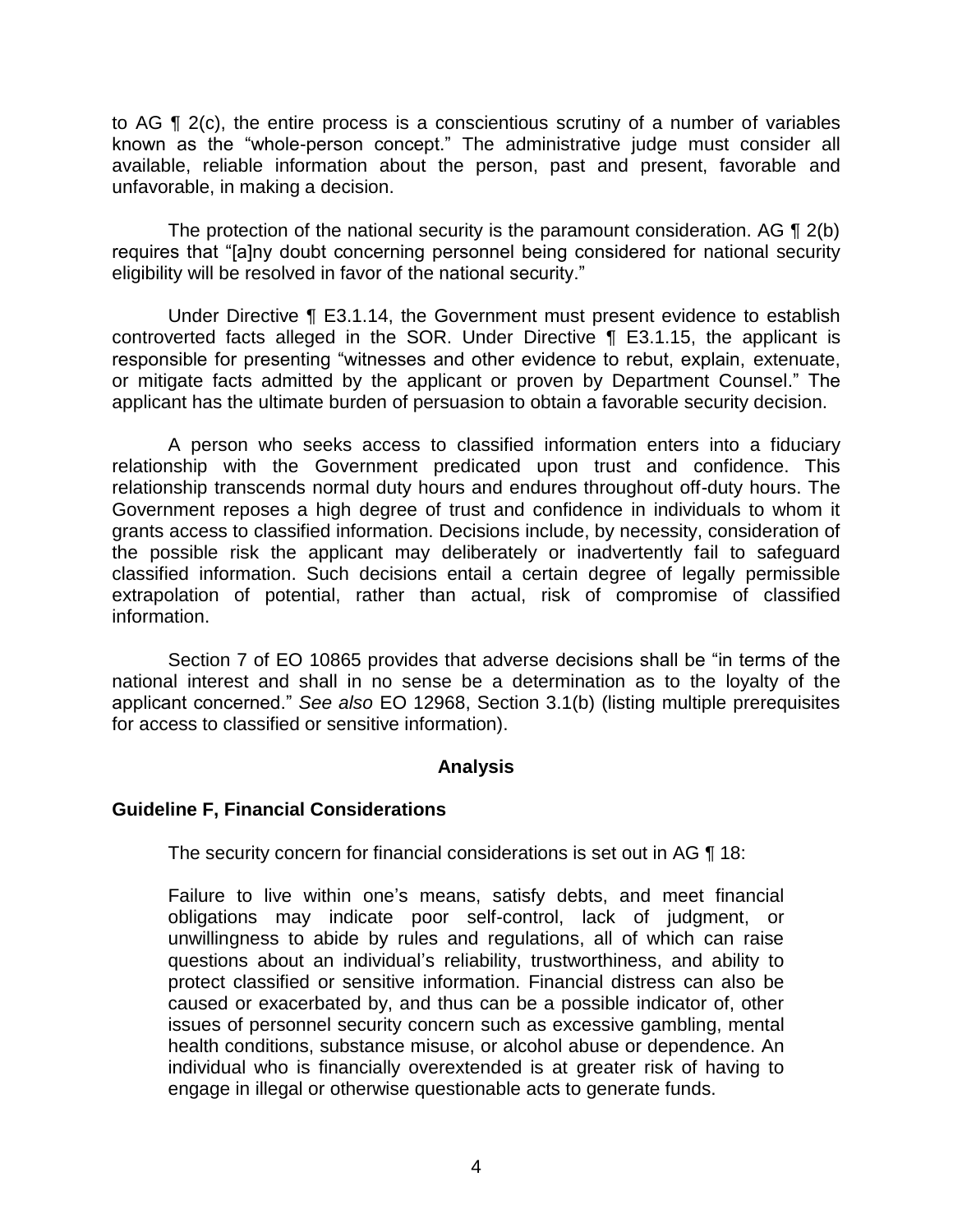to AG ¶ 2(c), the entire process is a conscientious scrutiny of a number of variables known as the "whole-person concept." The administrative judge must consider all available, reliable information about the person, past and present, favorable and unfavorable, in making a decision.

The protection of the national security is the paramount consideration. AG ¶ 2(b) requires that "[a]ny doubt concerning personnel being considered for national security eligibility will be resolved in favor of the national security."

Under Directive ¶ E3.1.14, the Government must present evidence to establish controverted facts alleged in the SOR. Under Directive ¶ E3.1.15, the applicant is responsible for presenting "witnesses and other evidence to rebut, explain, extenuate, or mitigate facts admitted by the applicant or proven by Department Counsel." The applicant has the ultimate burden of persuasion to obtain a favorable security decision.

A person who seeks access to classified information enters into a fiduciary relationship with the Government predicated upon trust and confidence. This relationship transcends normal duty hours and endures throughout off-duty hours. The Government reposes a high degree of trust and confidence in individuals to whom it grants access to classified information. Decisions include, by necessity, consideration of the possible risk the applicant may deliberately or inadvertently fail to safeguard classified information. Such decisions entail a certain degree of legally permissible extrapolation of potential, rather than actual, risk of compromise of classified information.

Section 7 of EO 10865 provides that adverse decisions shall be "in terms of the national interest and shall in no sense be a determination as to the loyalty of the applicant concerned." *See also* EO 12968, Section 3.1(b) (listing multiple prerequisites for access to classified or sensitive information).

## Analysis

### Guideline F, Financial Considerations

The security concern for financial considerations is set out in AG ¶ 18:

> Failure to live within one's means, satisfy debts, and meet financial obligations may indicate poor self-control, lack of judgment, or unwillingness to abide by rules and regulations, all of which can raise questions about an individual's reliability, trustworthiness, and ability to protect classified or sensitive information. Financial distress can also be caused or exacerbated by, and thus can be a possible indicator of, other issues of personnel security concern such as excessive gambling, mental health conditions, substance misuse, or alcohol abuse or dependence. An individual who is financially overextended is at greater risk of having to engage in illegal or otherwise questionable acts to generate funds.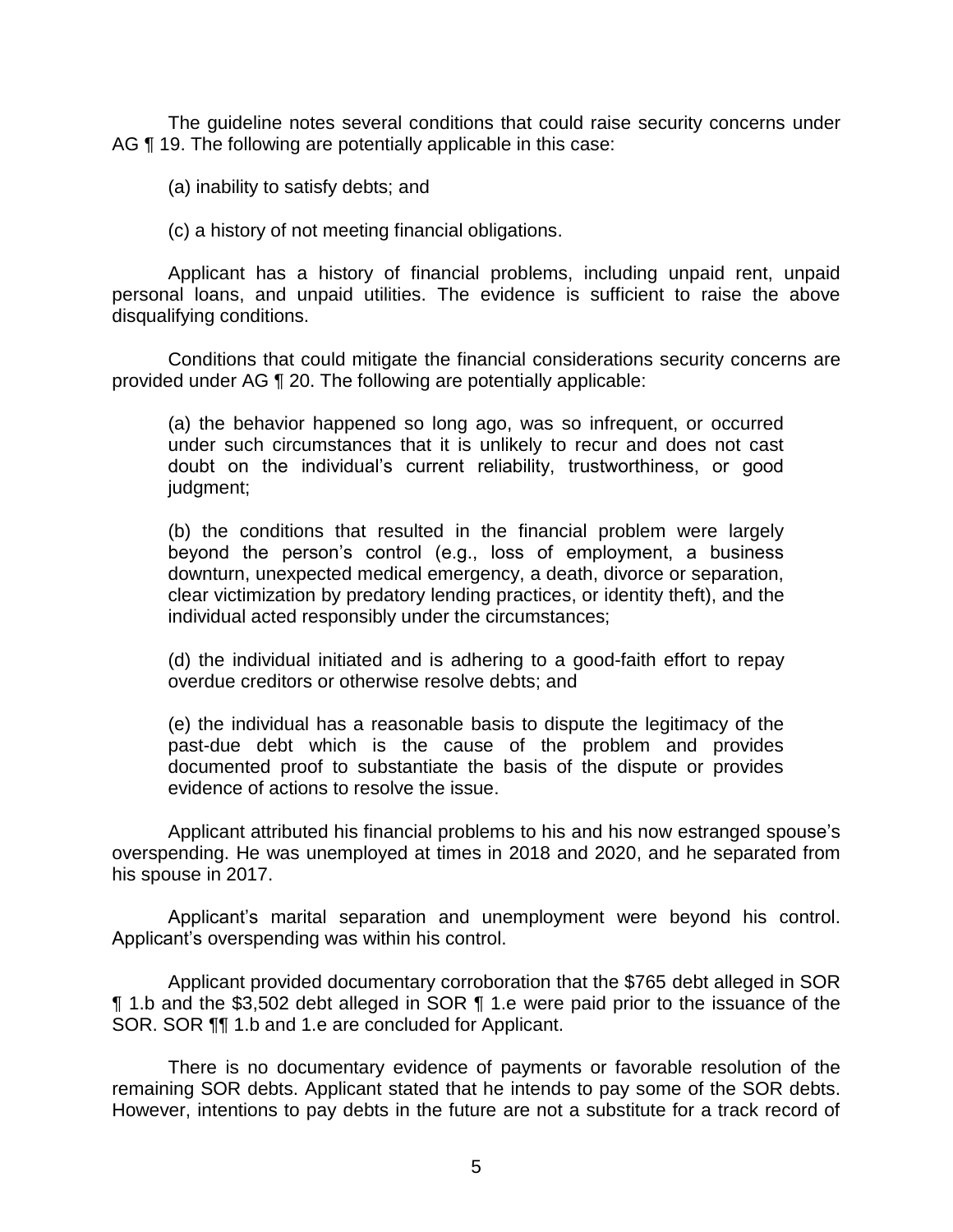The guideline notes several conditions that could raise security concerns under AG ¶ 19. The following are potentially applicable in this case:

(a) inability to satisfy debts; and

(c) a history of not meeting financial obligations.

Applicant has a history of financial problems, including unpaid rent, unpaid personal loans, and unpaid utilities. The evidence is sufficient to raise the above disqualifying conditions.

Conditions that could mitigate the financial considerations security concerns are provided under AG ¶ 20. The following are potentially applicable:

> (a) the behavior happened so long ago, was so infrequent, or occurred under such circumstances that it is unlikely to recur and does not cast doubt on the individual's current reliability, trustworthiness, or good judgment;
>
> (b) the conditions that resulted in the financial problem were largely beyond the person's control (e.g., loss of employment, a business downturn, unexpected medical emergency, a death, divorce or separation, clear victimization by predatory lending practices, or identity theft), and the individual acted responsibly under the circumstances;
>
> (d) the individual initiated and is adhering to a good-faith effort to repay overdue creditors or otherwise resolve debts; and
>
> (e) the individual has a reasonable basis to dispute the legitimacy of the past-due debt which is the cause of the problem and provides documented proof to substantiate the basis of the dispute or provides evidence of actions to resolve the issue.

Applicant attributed his financial problems to his and his now estranged spouse's overspending. He was unemployed at times in 2018 and 2020, and he separated from his spouse in 2017.

Applicant's marital separation and unemployment were beyond his control. Applicant's overspending was within his control.

Applicant provided documentary corroboration that the $765 debt alleged in SOR ¶ 1.b and the $3,502 debt alleged in SOR ¶ 1.e were paid prior to the issuance of the SOR. SOR ¶¶ 1.b and 1.e are concluded for Applicant.

There is no documentary evidence of payments or favorable resolution of the remaining SOR debts. Applicant stated that he intends to pay some of the SOR debts. However, intentions to pay debts in the future are not a substitute for a track record of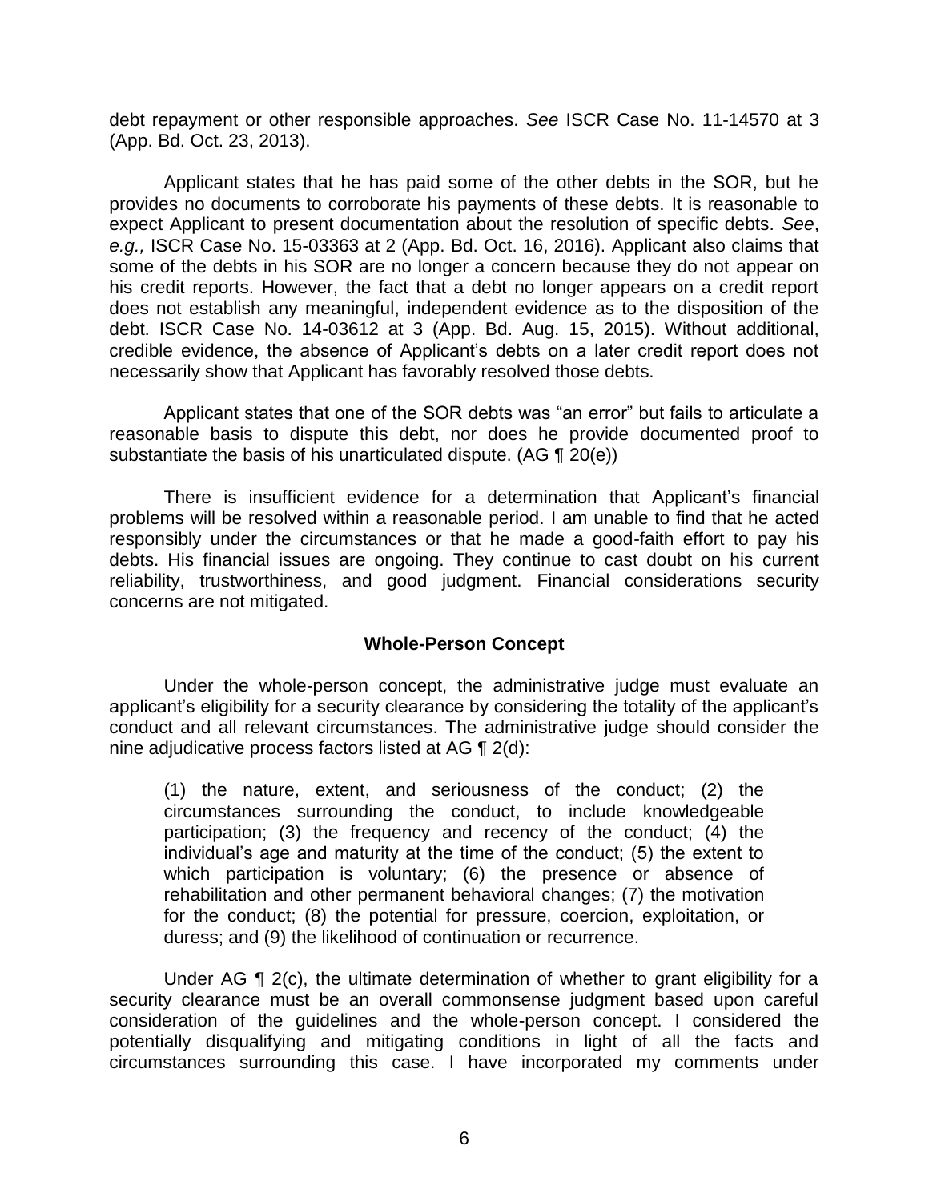debt repayment or other responsible approaches. *See* ISCR Case No. 11-14570 at 3 (App. Bd. Oct. 23, 2013).

Applicant states that he has paid some of the other debts in the SOR, but he provides no documents to corroborate his payments of these debts. It is reasonable to expect Applicant to present documentation about the resolution of specific debts. *See*, *e.g.,* ISCR Case No. 15-03363 at 2 (App. Bd. Oct. 16, 2016). Applicant also claims that some of the debts in his SOR are no longer a concern because they do not appear on his credit reports. However, the fact that a debt no longer appears on a credit report does not establish any meaningful, independent evidence as to the disposition of the debt. ISCR Case No. 14-03612 at 3 (App. Bd. Aug. 15, 2015). Without additional, credible evidence, the absence of Applicant's debts on a later credit report does not necessarily show that Applicant has favorably resolved those debts.

Applicant states that one of the SOR debts was "an error" but fails to articulate a reasonable basis to dispute this debt, nor does he provide documented proof to substantiate the basis of his unarticulated dispute. (AG ¶ 20(e))

There is insufficient evidence for a determination that Applicant's financial problems will be resolved within a reasonable period. I am unable to find that he acted responsibly under the circumstances or that he made a good-faith effort to pay his debts. His financial issues are ongoing. They continue to cast doubt on his current reliability, trustworthiness, and good judgment. Financial considerations security concerns are not mitigated.

## Whole-Person Concept

Under the whole-person concept, the administrative judge must evaluate an applicant's eligibility for a security clearance by considering the totality of the applicant's conduct and all relevant circumstances. The administrative judge should consider the nine adjudicative process factors listed at AG ¶ 2(d):

> (1) the nature, extent, and seriousness of the conduct; (2) the circumstances surrounding the conduct, to include knowledgeable participation; (3) the frequency and recency of the conduct; (4) the individual's age and maturity at the time of the conduct; (5) the extent to which participation is voluntary; (6) the presence or absence of rehabilitation and other permanent behavioral changes; (7) the motivation for the conduct; (8) the potential for pressure, coercion, exploitation, or duress; and (9) the likelihood of continuation or recurrence.

Under AG ¶ 2(c), the ultimate determination of whether to grant eligibility for a security clearance must be an overall commonsense judgment based upon careful consideration of the guidelines and the whole-person concept. I considered the potentially disqualifying and mitigating conditions in light of all the facts and circumstances surrounding this case. I have incorporated my comments under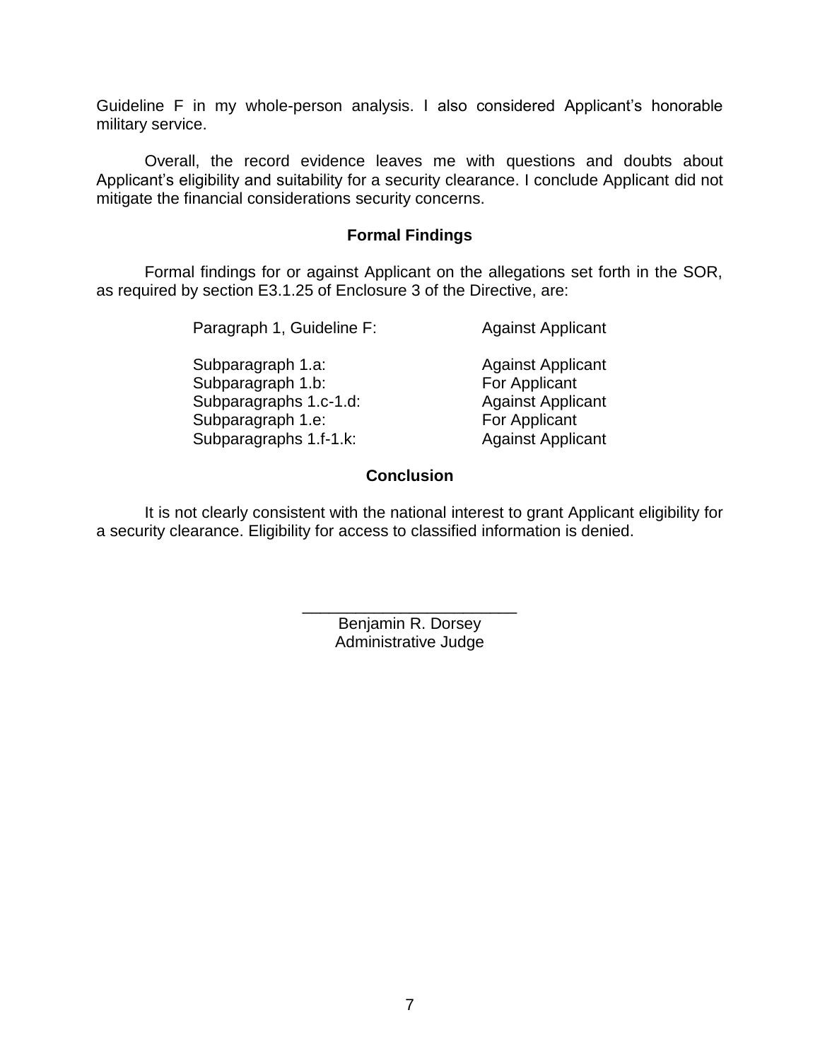Guideline F in my whole-person analysis. I also considered Applicant's honorable military service.

Overall, the record evidence leaves me with questions and doubts about Applicant's eligibility and suitability for a security clearance. I conclude Applicant did not mitigate the financial considerations security concerns.

## Formal Findings

Formal findings for or against Applicant on the allegations set forth in the SOR, as required by section E3.1.25 of Enclosure 3 of the Directive, are:

| | |
|---|---|
| Paragraph 1, Guideline F: | Against Applicant |
| Subparagraph 1.a: | Against Applicant |
| Subparagraph 1.b: | For Applicant |
| Subparagraphs 1.c-1.d: | Against Applicant |
| Subparagraph 1.e: | For Applicant |
| Subparagraphs 1.f-1.k: | Against Applicant |

## Conclusion

It is not clearly consistent with the national interest to grant Applicant eligibility for a security clearance. Eligibility for access to classified information is denied.

\_\_\_\_\_\_\_\_\_\_\_\_\_\_\_\_\_\_\_\_\_\_\_\_

Benjamin R. Dorsey
Administrative Judge